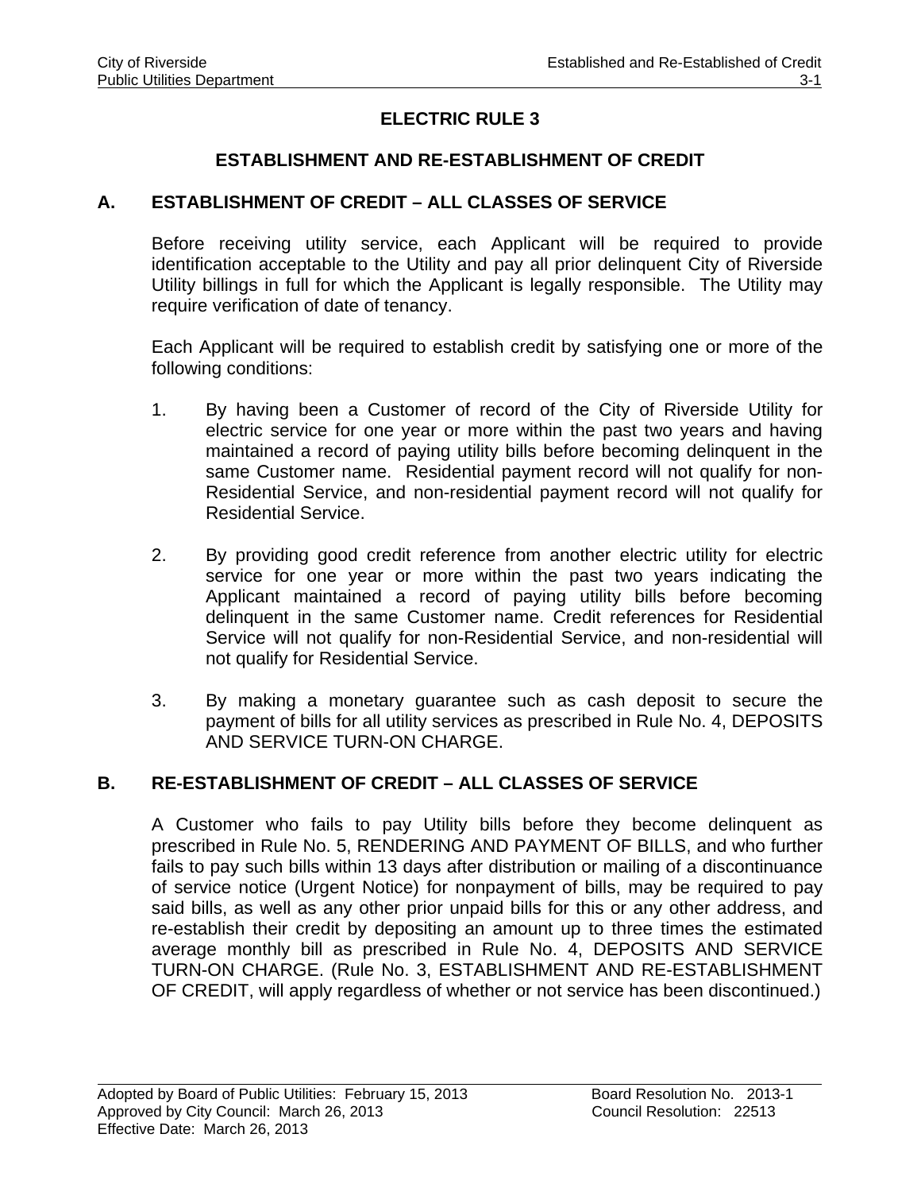# ELECTRIC RULE 3

## ESTABLISHMENT AND RE-ESTABLISHMENT OF CREDIT

### A. ESTABLISHMENT OF CREDIT – ALL CLASSES OF SERVICE

Before receiving utility service, each Applicant will be required to provide identification acceptable to the Utility and pay all prior delinquent City of Riverside Utility billings in full for which the Applicant is legally responsible. The Utility may require verification of date of tenancy.

Each Applicant will be required to establish credit by satisfying one or more of the following conditions:

1. By having been a Customer of record of the City of Riverside Utility for electric service for one year or more within the past two years and having maintained a record of paying utility bills before becoming delinquent in the same Customer name. Residential payment record will not qualify for non-Residential Service, and non-residential payment record will not qualify for Residential Service.

2. By providing good credit reference from another electric utility for electric service for one year or more within the past two years indicating the Applicant maintained a record of paying utility bills before becoming delinquent in the same Customer name. Credit references for Residential Service will not qualify for non-Residential Service, and non-residential will not qualify for Residential Service.

3. By making a monetary guarantee such as cash deposit to secure the payment of bills for all utility services as prescribed in Rule No. 4, DEPOSITS AND SERVICE TURN-ON CHARGE.

### B. RE-ESTABLISHMENT OF CREDIT – ALL CLASSES OF SERVICE

A Customer who fails to pay Utility bills before they become delinquent as prescribed in Rule No. 5, RENDERING AND PAYMENT OF BILLS, and who further fails to pay such bills within 13 days after distribution or mailing of a discontinuance of service notice (Urgent Notice) for nonpayment of bills, may be required to pay said bills, as well as any other prior unpaid bills for this or any other address, and re-establish their credit by depositing an amount up to three times the estimated average monthly bill as prescribed in Rule No. 4, DEPOSITS AND SERVICE TURN-ON CHARGE. (Rule No. 3, ESTABLISHMENT AND RE-ESTABLISHMENT OF CREDIT, will apply regardless of whether or not service has been discontinued.)

Adopted by Board of Public Utilities: February 15, 2013 Board Resolution No. 2013-1
Approved by City Council: March 26, 2013 Council Resolution: 22513
Effective Date: March 26, 2013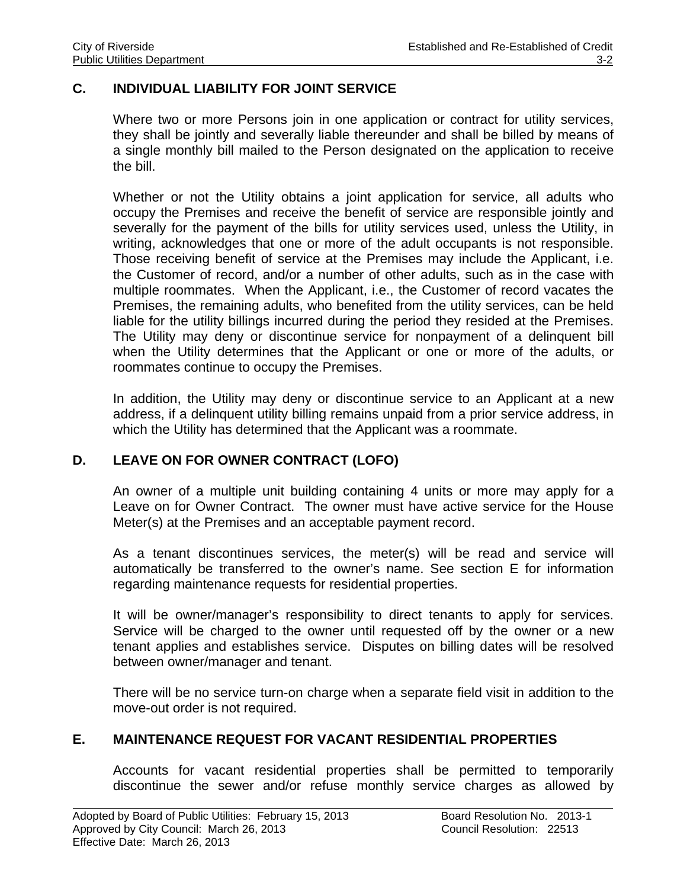## C. INDIVIDUAL LIABILITY FOR JOINT SERVICE

Where two or more Persons join in one application or contract for utility services, they shall be jointly and severally liable thereunder and shall be billed by means of a single monthly bill mailed to the Person designated on the application to receive the bill.

Whether or not the Utility obtains a joint application for service, all adults who occupy the Premises and receive the benefit of service are responsible jointly and severally for the payment of the bills for utility services used, unless the Utility, in writing, acknowledges that one or more of the adult occupants is not responsible. Those receiving benefit of service at the Premises may include the Applicant, i.e. the Customer of record, and/or a number of other adults, such as in the case with multiple roommates. When the Applicant, i.e., the Customer of record vacates the Premises, the remaining adults, who benefited from the utility services, can be held liable for the utility billings incurred during the period they resided at the Premises. The Utility may deny or discontinue service for nonpayment of a delinquent bill when the Utility determines that the Applicant or one or more of the adults, or roommates continue to occupy the Premises.

In addition, the Utility may deny or discontinue service to an Applicant at a new address, if a delinquent utility billing remains unpaid from a prior service address, in which the Utility has determined that the Applicant was a roommate.

## D. LEAVE ON FOR OWNER CONTRACT (LOFO)

An owner of a multiple unit building containing 4 units or more may apply for a Leave on for Owner Contract. The owner must have active service for the House Meter(s) at the Premises and an acceptable payment record.

As a tenant discontinues services, the meter(s) will be read and service will automatically be transferred to the owner's name. See section E for information regarding maintenance requests for residential properties.

It will be owner/manager's responsibility to direct tenants to apply for services. Service will be charged to the owner until requested off by the owner or a new tenant applies and establishes service. Disputes on billing dates will be resolved between owner/manager and tenant.

There will be no service turn-on charge when a separate field visit in addition to the move-out order is not required.

## E. MAINTENANCE REQUEST FOR VACANT RESIDENTIAL PROPERTIES

Accounts for vacant residential properties shall be permitted to temporarily discontinue the sewer and/or refuse monthly service charges as allowed by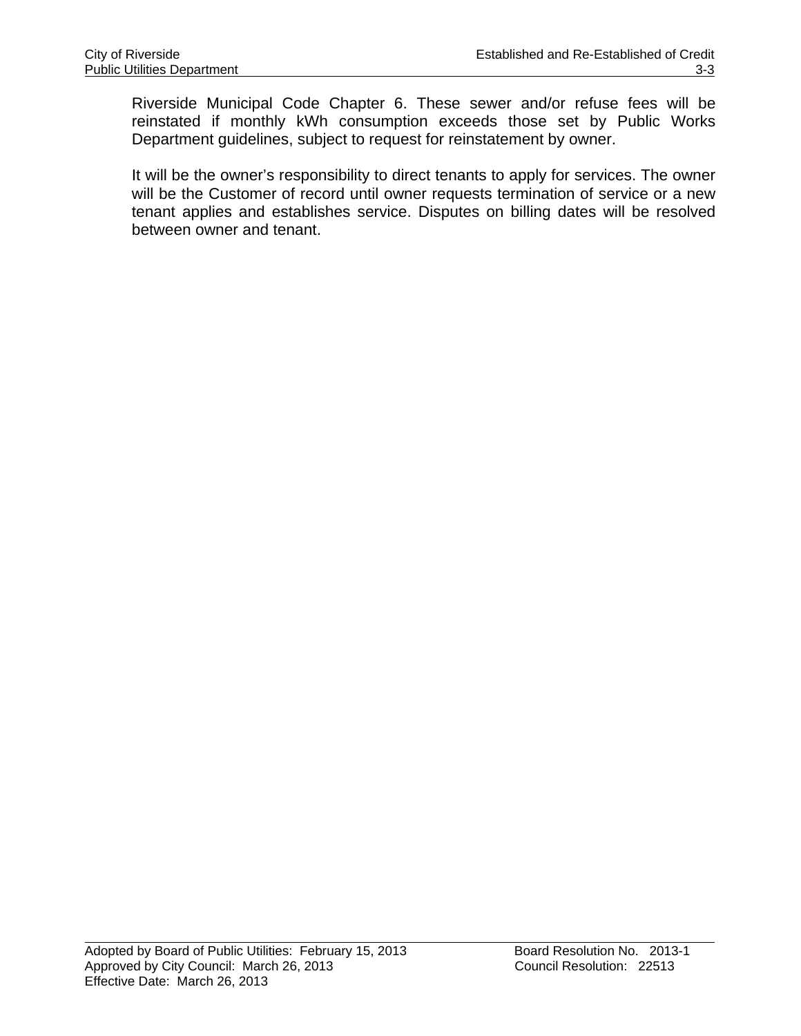Riverside Municipal Code Chapter 6. These sewer and/or refuse fees will be reinstated if monthly kWh consumption exceeds those set by Public Works Department guidelines, subject to request for reinstatement by owner.

It will be the owner's responsibility to direct tenants to apply for services. The owner will be the Customer of record until owner requests termination of service or a new tenant applies and establishes service. Disputes on billing dates will be resolved between owner and tenant.